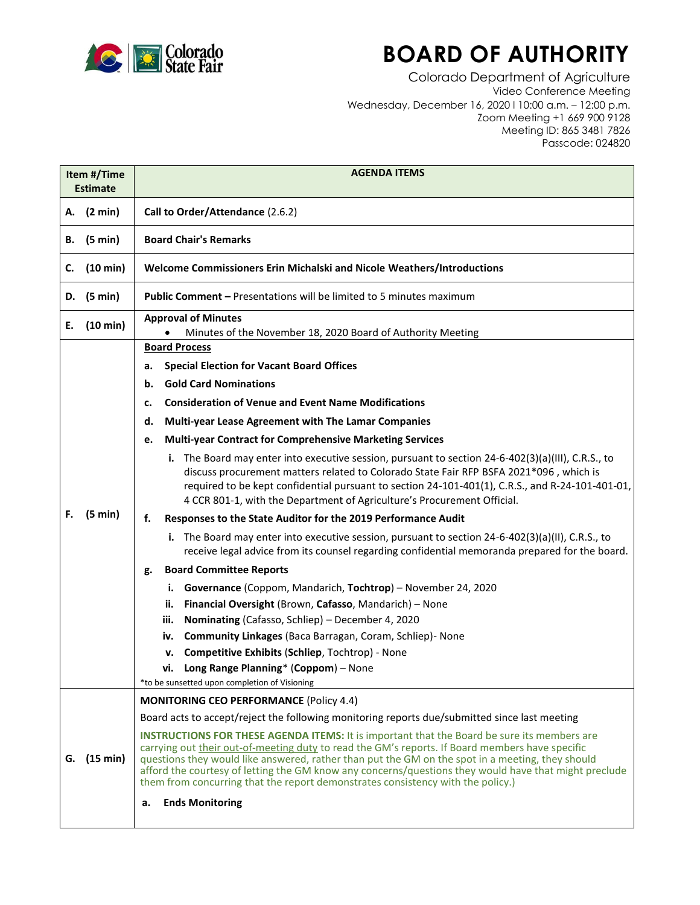# BOARD OF AUTHORITY

Colorado Department of Agriculture
Video Conference Meeting
Wednesday, December 16, 2020 l 10:00 a.m. – 12:00 p.m.
Zoom Meeting +1 669 900 9128
Meeting ID: 865 3481 7826
Passcode: 024820

| Item #/Time Estimate | AGENDA ITEMS |
|---|---|
| **A. (2 min)** | **Call to Order/Attendance** (2.6.2) |
| **B. (5 min)** | **Board Chair's Remarks** |
| **C. (10 min)** | **Welcome Commissioners Erin Michalski and Nicole Weathers/Introductions** |
| **D. (5 min)** | **Public Comment –** Presentations will be limited to 5 minutes maximum |
| **E. (10 min)** | **Approval of Minutes**<br>• Minutes of the November 18, 2020 Board of Authority Meeting |
| **F. (5 min)** | **<u>Board Process</u>**<br>**a. Special Election for Vacant Board Offices**<br>**b. Gold Card Nominations**<br>**c. Consideration of Venue and Event Name Modifications**<br>**d. Multi-year Lease Agreement with The Lamar Companies**<br>**e. Multi-year Contract for Comprehensive Marketing Services**<br>**i.** The Board may enter into executive session, pursuant to section 24-6-402(3)(a)(III), C.R.S., to discuss procurement matters related to Colorado State Fair RFP BSFA 2021*096 , which is required to be kept confidential pursuant to section 24-101-401(1), C.R.S., and R-24-101-401-01, 4 CCR 801-1, with the Department of Agriculture's Procurement Official.<br>**f. Responses to the State Auditor for the 2019 Performance Audit**<br>**i.** The Board may enter into executive session, pursuant to section 24-6-402(3)(a)(II), C.R.S., to receive legal advice from its counsel regarding confidential memoranda prepared for the board.<br>**g. Board Committee Reports**<br>**i. Governance** (Coppom, Mandarich, **Tochtrop**) – November 24, 2020<br>**ii. Financial Oversight** (Brown, **Cafasso**, Mandarich) – None<br>**iii. Nominating** (Cafasso, Schliep) – December 4, 2020<br>**iv. Community Linkages** (Baca Barragan, Coram, Schliep)- None<br>**v. Competitive Exhibits** (**Schliep**, Tochtrop) - None<br>**vi. Long Range Planning*** (**Coppom**) – None<br>*to be sunsetted upon completion of Visioning |
| **G. (15 min)** | **MONITORING CEO PERFORMANCE** (Policy 4.4)<br>Board acts to accept/reject the following monitoring reports due/submitted since last meeting<br>**INSTRUCTIONS FOR THESE AGENDA ITEMS:** It is important that the Board be sure its members are carrying out <u>their out-of-meeting duty</u> to read the GM's reports. If Board members have specific questions they would like answered, rather than put the GM on the spot in a meeting, they should afford the courtesy of letting the GM know any concerns/questions they would have that might preclude them from concurring that the report demonstrates consistency with the policy.)<br>**a. Ends Monitoring** |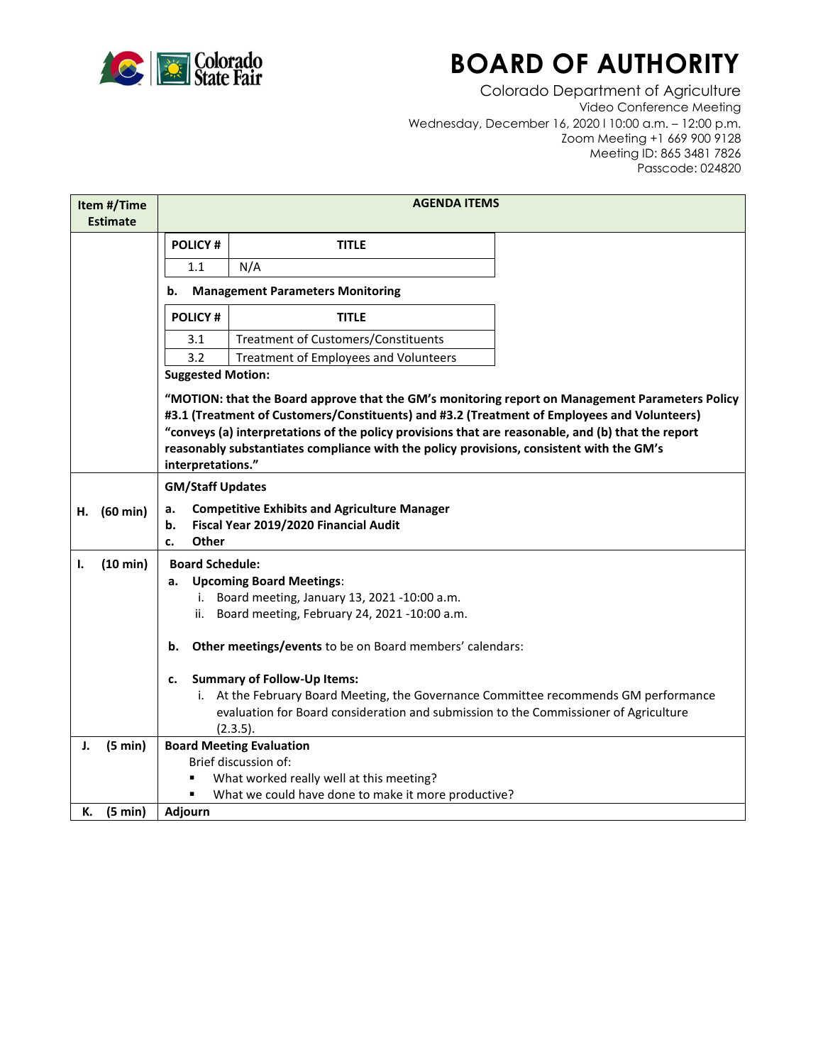# BOARD OF AUTHORITY

Colorado Department of Agriculture
Video Conference Meeting
Wednesday, December 16, 2020 l 10:00 a.m. – 12:00 p.m.
Zoom Meeting +1 669 900 9128
Meeting ID: 865 3481 7826
Passcode: 024820

| Item #/Time Estimate | AGENDA ITEMS |
|---|---|
| | **POLICY #** / **TITLE**<br>1.1 – N/A<br><br>**b. Management Parameters Monitoring**<br><br>**POLICY #** / **TITLE**<br>3.1 – Treatment of Customers/Constituents<br>3.2 – Treatment of Employees and Volunteers<br><br>**Suggested Motion:**<br><br>**"MOTION: that the Board approve that the GM's monitoring report on Management Parameters Policy #3.1 (Treatment of Customers/Constituents) and #3.2 (Treatment of Employees and Volunteers) "conveys (a) interpretations of the policy provisions that are reasonable, and (b) that the report reasonably substantiates compliance with the policy provisions, consistent with the GM's interpretations."** |
| **H. (60 min)** | **GM/Staff Updates**<br>**a. Competitive Exhibits and Agriculture Manager**<br>**b. Fiscal Year 2019/2020 Financial Audit**<br>**c. Other** |
| **I. (10 min)** | **Board Schedule:**<br>**a. Upcoming Board Meetings**:<br>i. Board meeting, January 13, 2021 -10:00 a.m.<br>ii. Board meeting, February 24, 2021 -10:00 a.m.<br><br>**b. Other meetings/events** to be on Board members' calendars:<br><br>**c. Summary of Follow-Up Items:**<br>i. At the February Board Meeting, the Governance Committee recommends GM performance evaluation for Board consideration and submission to the Commissioner of Agriculture (2.3.5). |
| **J. (5 min)** | **Board Meeting Evaluation**<br>Brief discussion of:<br>▪ What worked really well at this meeting?<br>▪ What we could have done to make it more productive? |
| **K. (5 min)** | **Adjourn** |